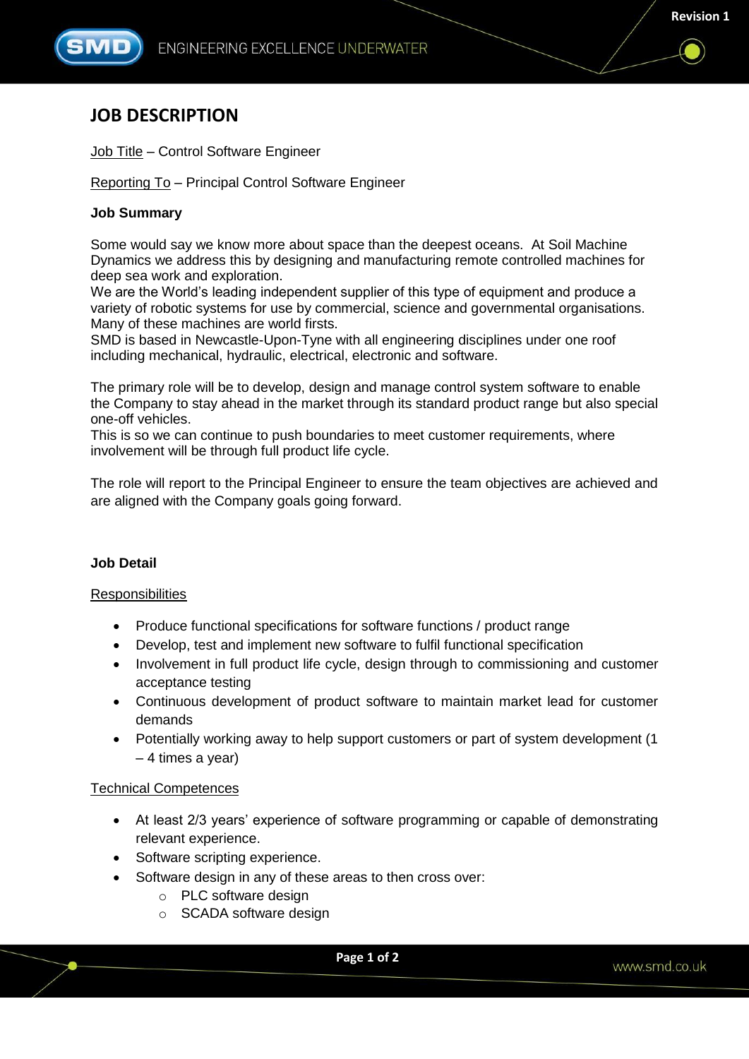# JOB DESCRIPTION

Job Title – Control Software Engineer

Reporting To – Principal Control Software Engineer

**Job Summary**

Some would say we know more about space than the deepest oceans. At Soil Machine Dynamics we address this by designing and manufacturing remote controlled machines for deep sea work and exploration.
We are the World's leading independent supplier of this type of equipment and produce a variety of robotic systems for use by commercial, science and governmental organisations. Many of these machines are world firsts.
SMD is based in Newcastle-Upon-Tyne with all engineering disciplines under one roof including mechanical, hydraulic, electrical, electronic and software.

The primary role will be to develop, design and manage control system software to enable the Company to stay ahead in the market through its standard product range but also special one-off vehicles.
This is so we can continue to push boundaries to meet customer requirements, where involvement will be through full product life cycle.

The role will report to the Principal Engineer to ensure the team objectives are achieved and are aligned with the Company goals going forward.

**Job Detail**

Responsibilities

- Produce functional specifications for software functions / product range
- Develop, test and implement new software to fulfil functional specification
- Involvement in full product life cycle, design through to commissioning and customer acceptance testing
- Continuous development of product software to maintain market lead for customer demands
- Potentially working away to help support customers or part of system development (1 – 4 times a year)

Technical Competences

- At least 2/3 years' experience of software programming or capable of demonstrating relevant experience.
- Software scripting experience.
- Software design in any of these areas to then cross over:
    - PLC software design
    - SCADA software design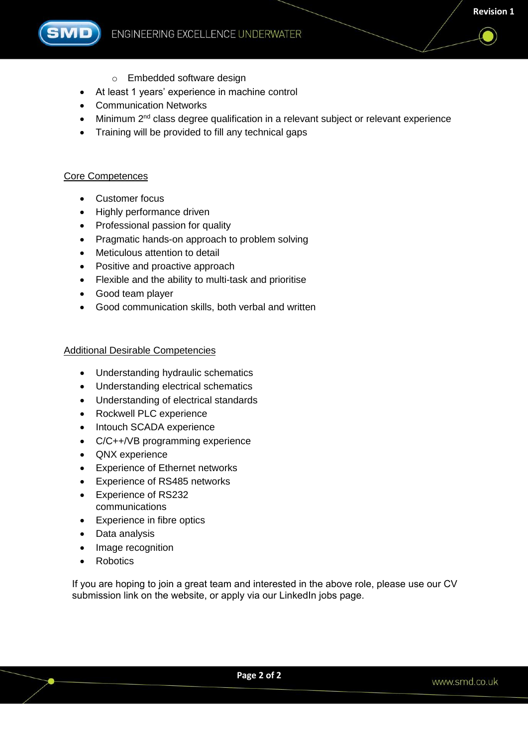- Embedded software design
- At least 1 years' experience in machine control
- Communication Networks
- Minimum 2nd class degree qualification in a relevant subject or relevant experience
- Training will be provided to fill any technical gaps

## Core Competences

- Customer focus
- Highly performance driven
- Professional passion for quality
- Pragmatic hands-on approach to problem solving
- Meticulous attention to detail
- Positive and proactive approach
- Flexible and the ability to multi-task and prioritise
- Good team player
- Good communication skills, both verbal and written

## Additional Desirable Competencies

- Understanding hydraulic schematics
- Understanding electrical schematics
- Understanding of electrical standards
- Rockwell PLC experience
- Intouch SCADA experience
- C/C++/VB programming experience
- QNX experience
- Experience of Ethernet networks
- Experience of RS485 networks
- Experience of RS232 communications
- Experience in fibre optics
- Data analysis
- Image recognition
- Robotics

If you are hoping to join a great team and interested in the above role, please use our CV submission link on the website, or apply via our LinkedIn jobs page.